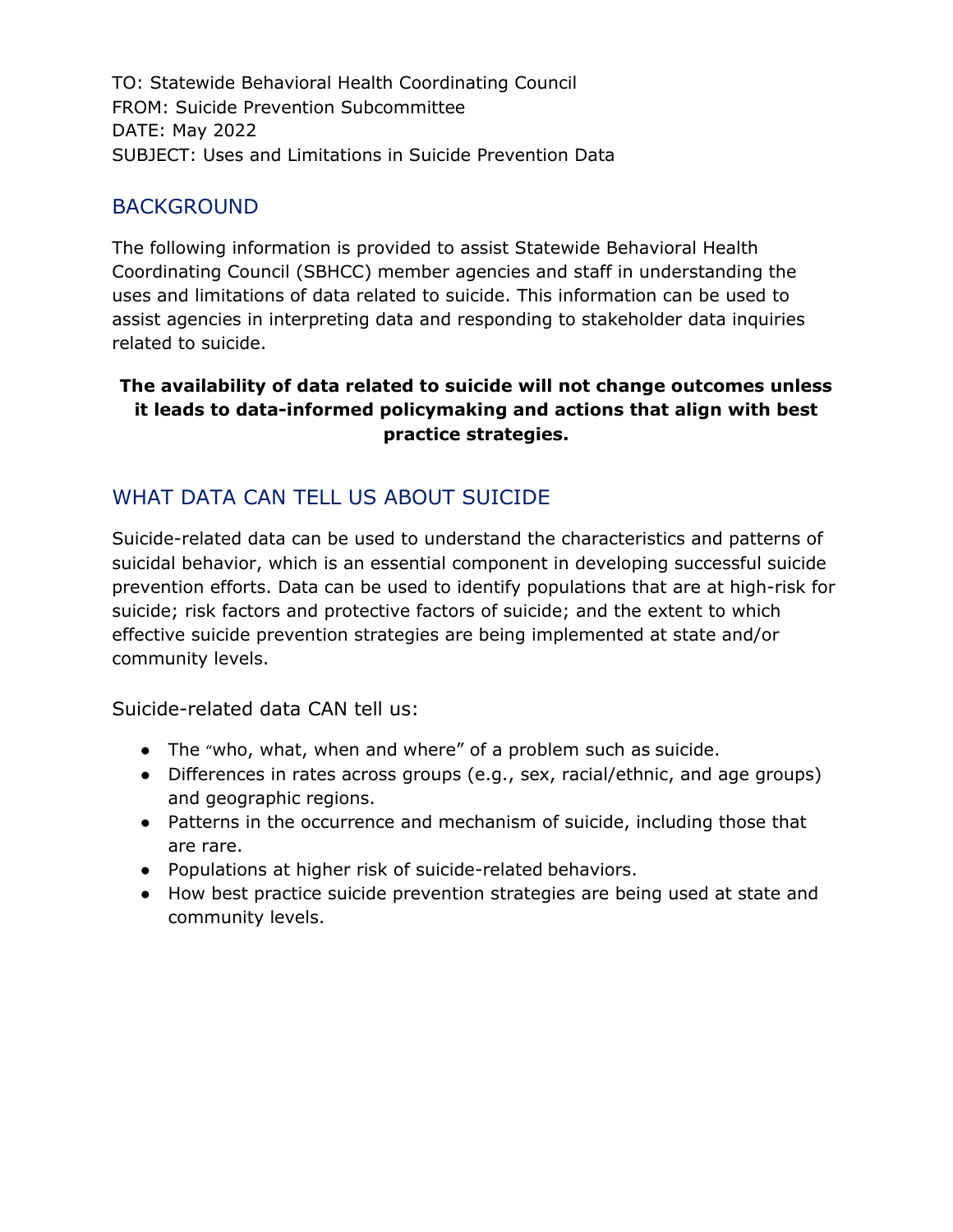TO: Statewide Behavioral Health Coordinating Council
FROM: Suicide Prevention Subcommittee
DATE: May 2022
SUBJECT: Uses and Limitations in Suicide Prevention Data

## BACKGROUND

The following information is provided to assist Statewide Behavioral Health Coordinating Council (SBHCC) member agencies and staff in understanding the uses and limitations of data related to suicide. This information can be used to assist agencies in interpreting data and responding to stakeholder data inquiries related to suicide.

**The availability of data related to suicide will not change outcomes unless it leads to data-informed policymaking and actions that align with best practice strategies.**

## WHAT DATA CAN TELL US ABOUT SUICIDE

Suicide-related data can be used to understand the characteristics and patterns of suicidal behavior, which is an essential component in developing successful suicide prevention efforts. Data can be used to identify populations that are at high-risk for suicide; risk factors and protective factors of suicide; and the extent to which effective suicide prevention strategies are being implemented at state and/or community levels.

Suicide-related data CAN tell us:

- The "who, what, when and where" of a problem such as suicide.
- Differences in rates across groups (e.g., sex, racial/ethnic, and age groups) and geographic regions.
- Patterns in the occurrence and mechanism of suicide, including those that are rare.
- Populations at higher risk of suicide-related behaviors.
- How best practice suicide prevention strategies are being used at state and community levels.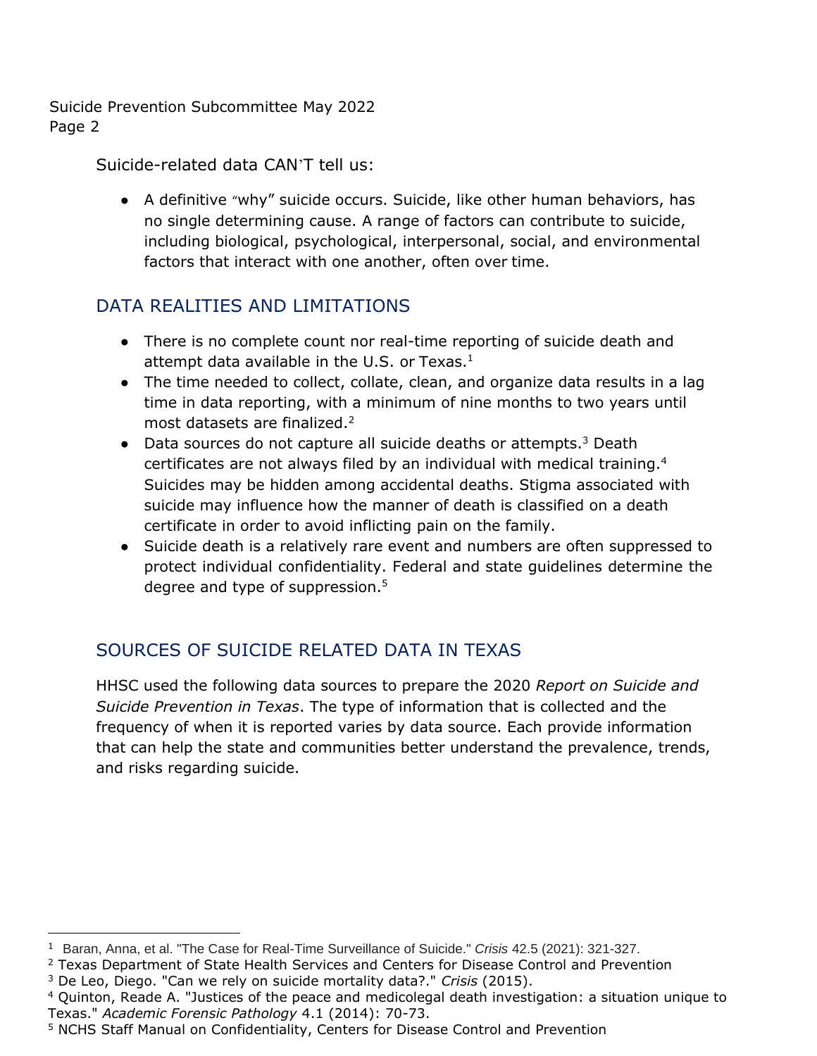Suicide-related data CAN'T tell us:

- A definitive "why" suicide occurs. Suicide, like other human behaviors, has no single determining cause. A range of factors can contribute to suicide, including biological, psychological, interpersonal, social, and environmental factors that interact with one another, often over time.

## DATA REALITIES AND LIMITATIONS

- There is no complete count nor real-time reporting of suicide death and attempt data available in the U.S. or Texas.[1]
- The time needed to collect, collate, clean, and organize data results in a lag time in data reporting, with a minimum of nine months to two years until most datasets are finalized.[2]
- Data sources do not capture all suicide deaths or attempts.[3] Death certificates are not always filed by an individual with medical training.[4] Suicides may be hidden among accidental deaths. Stigma associated with suicide may influence how the manner of death is classified on a death certificate in order to avoid inflicting pain on the family.
- Suicide death is a relatively rare event and numbers are often suppressed to protect individual confidentiality. Federal and state guidelines determine the degree and type of suppression.[5]

## SOURCES OF SUICIDE RELATED DATA IN TEXAS

HHSC used the following data sources to prepare the 2020 *Report on Suicide and Suicide Prevention in Texas*. The type of information that is collected and the frequency of when it is reported varies by data source. Each provide information that can help the state and communities better understand the prevalence, trends, and risks regarding suicide.

---

[1] Baran, Anna, et al. "The Case for Real-Time Surveillance of Suicide." *Crisis* 42.5 (2021): 321-327.

[2] Texas Department of State Health Services and Centers for Disease Control and Prevention

[3] De Leo, Diego. "Can we rely on suicide mortality data?." *Crisis* (2015).

[4] Quinton, Reade A. "Justices of the peace and medicolegal death investigation: a situation unique to Texas." *Academic Forensic Pathology* 4.1 (2014): 70-73.

[5] NCHS Staff Manual on Confidentiality, Centers for Disease Control and Prevention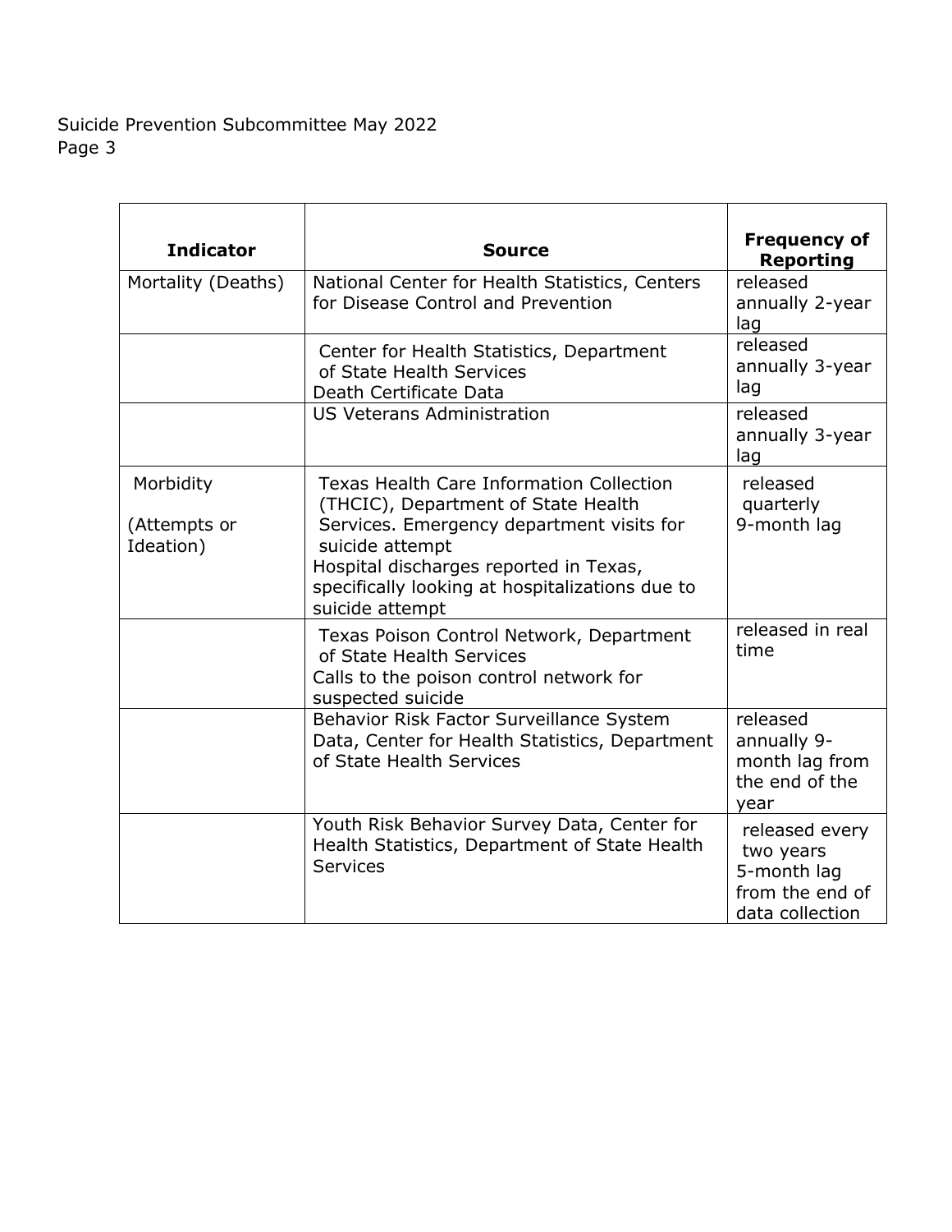| Indicator | Source | Frequency of Reporting |
|---|---|---|
| Mortality (Deaths) | National Center for Health Statistics, Centers for Disease Control and Prevention | released annually 2-year lag |
| | Center for Health Statistics, Department of State Health Services Death Certificate Data | released annually 3-year lag |
| | US Veterans Administration | released annually 3-year lag |
| Morbidity (Attempts or Ideation) | Texas Health Care Information Collection (THCIC), Department of State Health Services. Emergency department visits for suicide attempt Hospital discharges reported in Texas, specifically looking at hospitalizations due to suicide attempt | released quarterly 9-month lag |
| | Texas Poison Control Network, Department of State Health Services Calls to the poison control network for suspected suicide | released in real time |
| | Behavior Risk Factor Surveillance System Data, Center for Health Statistics, Department of State Health Services | released annually 9-month lag from the end of the year |
| | Youth Risk Behavior Survey Data, Center for Health Statistics, Department of State Health Services | released every two years 5-month lag from the end of data collection |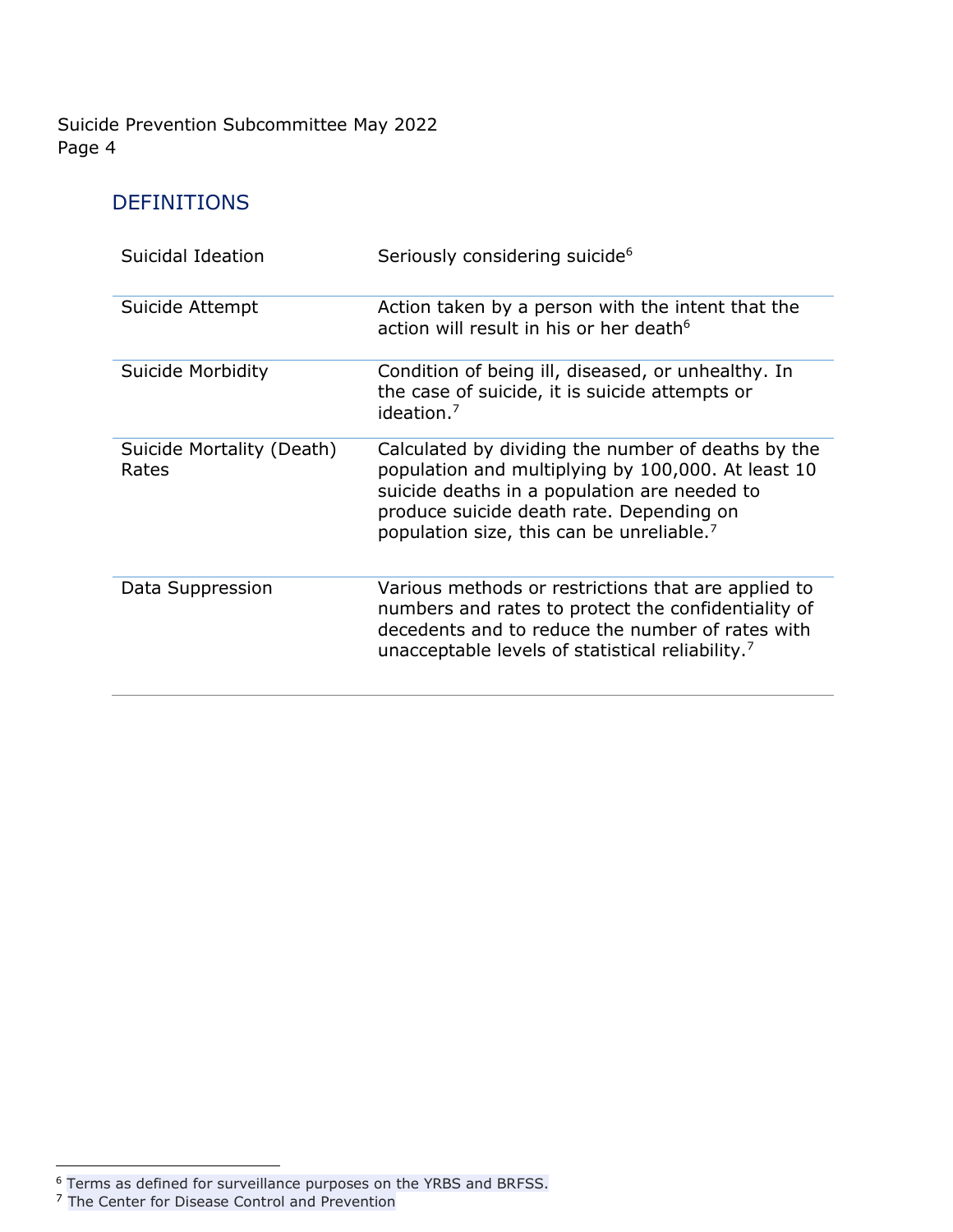## DEFINITIONS

| Term | Definition |
| --- | --- |
| Suicidal Ideation | Seriously considering suicide[6] |
| Suicide Attempt | Action taken by a person with the intent that the action will result in his or her death[6] |
| Suicide Morbidity | Condition of being ill, diseased, or unhealthy. In the case of suicide, it is suicide attempts or ideation.[7] |
| Suicide Mortality (Death) Rates | Calculated by dividing the number of deaths by the population and multiplying by 100,000. At least 10 suicide deaths in a population are needed to produce suicide death rate. Depending on population size, this can be unreliable.[7] |
| Data Suppression | Various methods or restrictions that are applied to numbers and rates to protect the confidentiality of decedents and to reduce the number of rates with unacceptable levels of statistical reliability.[7] |

[6] Terms as defined for surveillance purposes on the YRBS and BRFSS.

[7] The Center for Disease Control and Prevention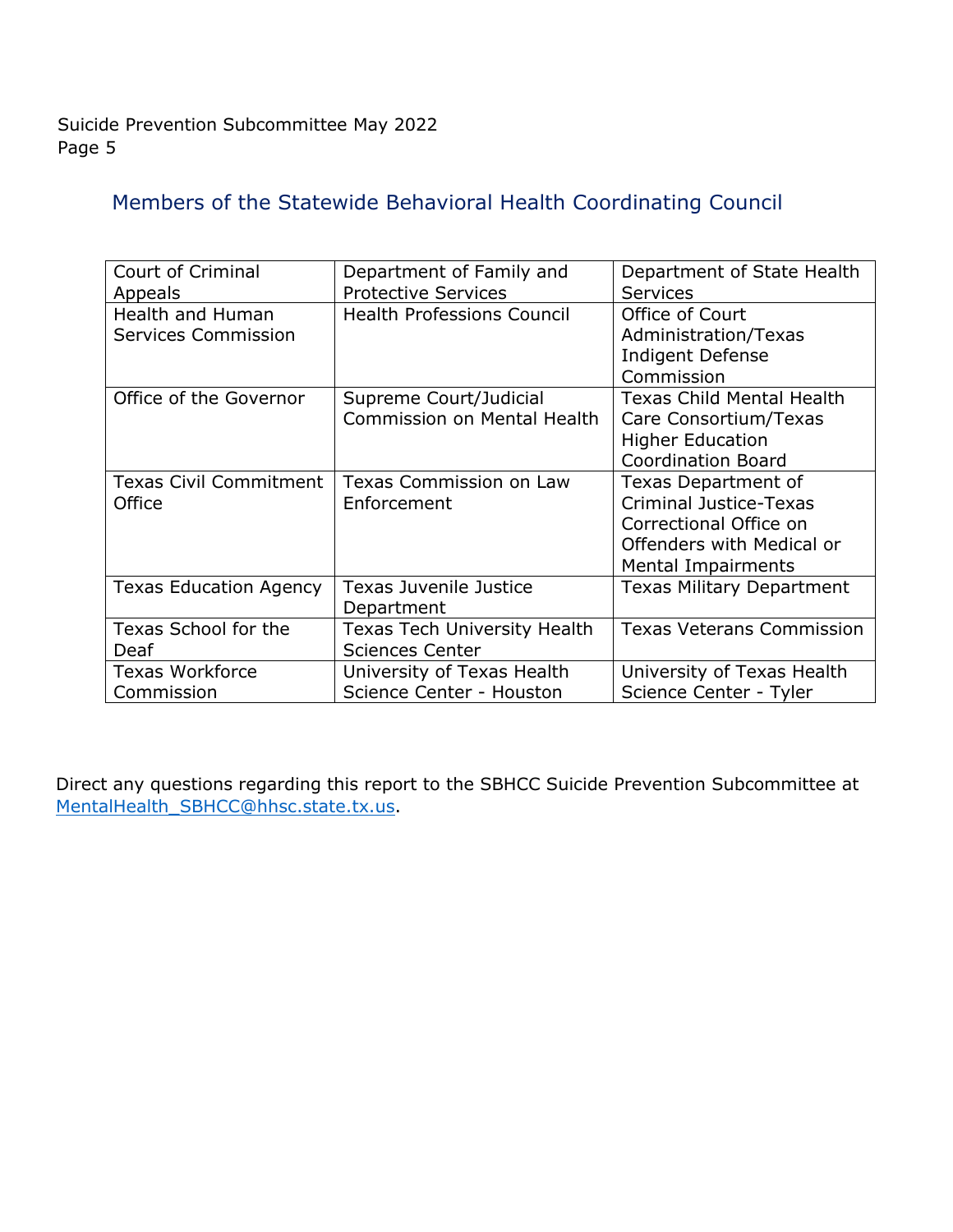## Members of the Statewide Behavioral Health Coordinating Council

| | | |
|---|---|---|
| Court of Criminal Appeals | Department of Family and Protective Services | Department of State Health Services |
| Health and Human Services Commission | Health Professions Council | Office of Court Administration/Texas Indigent Defense Commission |
| Office of the Governor | Supreme Court/Judicial Commission on Mental Health | Texas Child Mental Health Care Consortium/Texas Higher Education Coordination Board |
| Texas Civil Commitment Office | Texas Commission on Law Enforcement | Texas Department of Criminal Justice-Texas Correctional Office on Offenders with Medical or Mental Impairments |
| Texas Education Agency | Texas Juvenile Justice Department | Texas Military Department |
| Texas School for the Deaf | Texas Tech University Health Sciences Center | Texas Veterans Commission |
| Texas Workforce Commission | University of Texas Health Science Center - Houston | University of Texas Health Science Center - Tyler |

Direct any questions regarding this report to the SBHCC Suicide Prevention Subcommittee at MentalHealth_SBHCC@hhsc.state.tx.us.